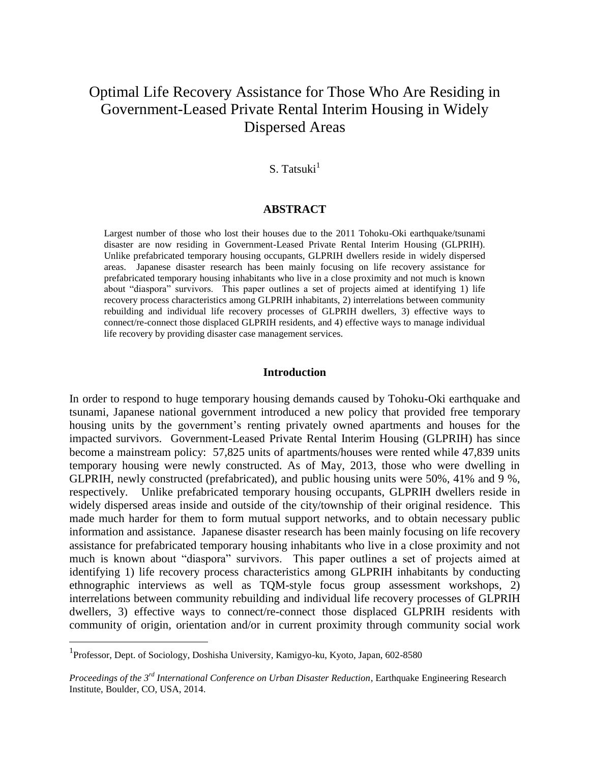# Optimal Life Recovery Assistance for Those Who Are Residing in Government-Leased Private Rental Interim Housing in Widely Dispersed Areas

S. Tatsuki[1]

## ABSTRACT

Largest number of those who lost their houses due to the 2011 Tohoku-Oki earthquake/tsunami disaster are now residing in Government-Leased Private Rental Interim Housing (GLPRIH). Unlike prefabricated temporary housing occupants, GLPRIH dwellers reside in widely dispersed areas. Japanese disaster research has been mainly focusing on life recovery assistance for prefabricated temporary housing inhabitants who live in a close proximity and not much is known about "diaspora" survivors. This paper outlines a set of projects aimed at identifying 1) life recovery process characteristics among GLPRIH inhabitants, 2) interrelations between community rebuilding and individual life recovery processes of GLPRIH dwellers, 3) effective ways to connect/re-connect those displaced GLPRIH residents, and 4) effective ways to manage individual life recovery by providing disaster case management services.

## Introduction

In order to respond to huge temporary housing demands caused by Tohoku-Oki earthquake and tsunami, Japanese national government introduced a new policy that provided free temporary housing units by the government's renting privately owned apartments and houses for the impacted survivors. Government-Leased Private Rental Interim Housing (GLPRIH) has since become a mainstream policy: 57,825 units of apartments/houses were rented while 47,839 units temporary housing were newly constructed. As of May, 2013, those who were dwelling in GLPRIH, newly constructed (prefabricated), and public housing units were 50%, 41% and 9 %, respectively. Unlike prefabricated temporary housing occupants, GLPRIH dwellers reside in widely dispersed areas inside and outside of the city/township of their original residence. This made much harder for them to form mutual support networks, and to obtain necessary public information and assistance. Japanese disaster research has been mainly focusing on life recovery assistance for prefabricated temporary housing inhabitants who live in a close proximity and not much is known about "diaspora" survivors. This paper outlines a set of projects aimed at identifying 1) life recovery process characteristics among GLPRIH inhabitants by conducting ethnographic interviews as well as TQM-style focus group assessment workshops, 2) interrelations between community rebuilding and individual life recovery processes of GLPRIH dwellers, 3) effective ways to connect/re-connect those displaced GLPRIH residents with community of origin, orientation and/or in current proximity through community social work

---

[1]Professor, Dept. of Sociology, Doshisha University, Kamigyo-ku, Kyoto, Japan, 602-8580

*Proceedings of the 3rd International Conference on Urban Disaster Reduction*, Earthquake Engineering Research Institute, Boulder, CO, USA, 2014.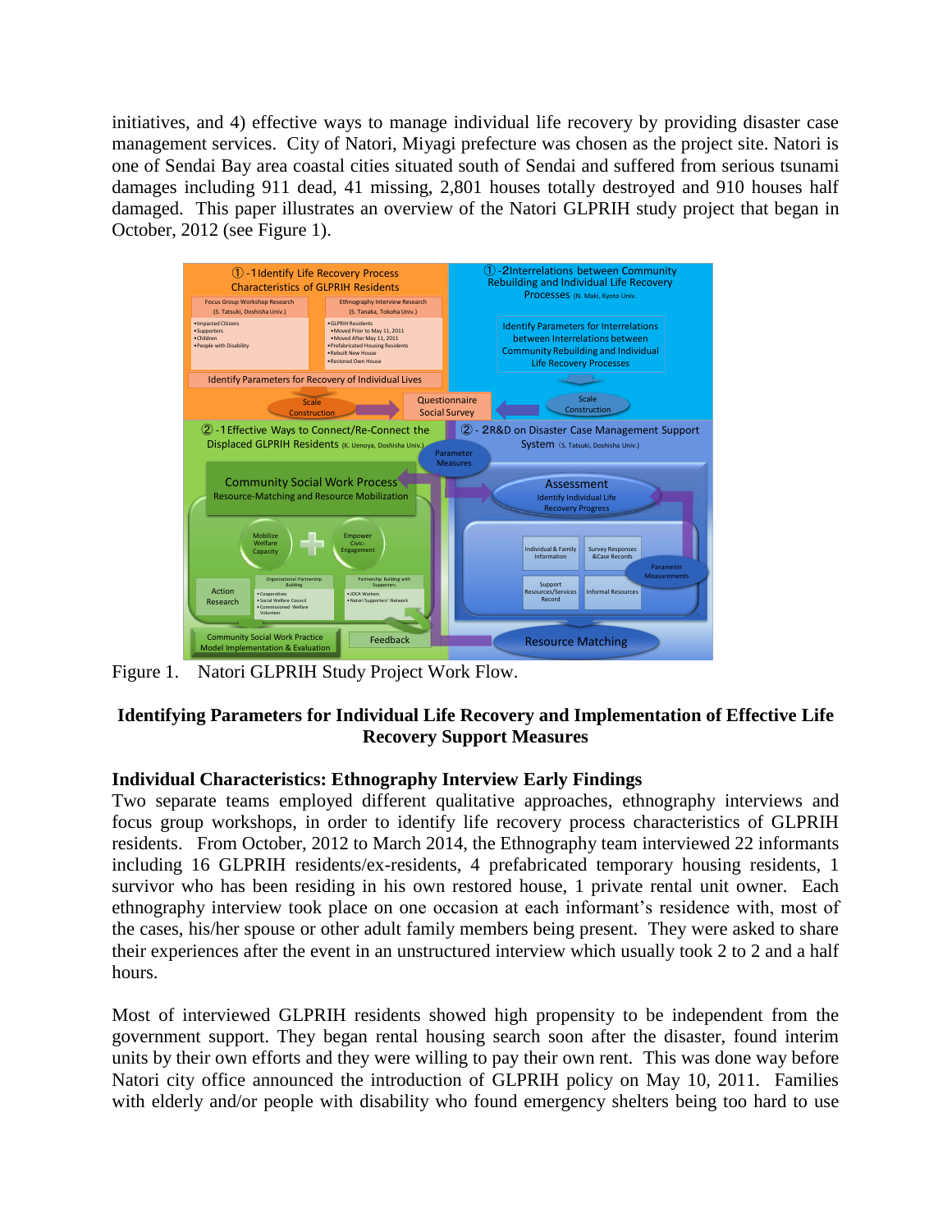initiatives, and 4) effective ways to manage individual life recovery by providing disaster case management services. City of Natori, Miyagi prefecture was chosen as the project site. Natori is one of Sendai Bay area coastal cities situated south of Sendai and suffered from serious tsunami damages including 911 dead, 41 missing, 2,801 houses totally destroyed and 910 houses half damaged. This paper illustrates an overview of the Natori GLPRIH study project that began in October, 2012 (see Figure 1).

Figure 1. Natori GLPRIH Study Project Work Flow.

## Identifying Parameters for Individual Life Recovery and Implementation of Effective Life Recovery Support Measures

### Individual Characteristics: Ethnography Interview Early Findings

Two separate teams employed different qualitative approaches, ethnography interviews and focus group workshops, in order to identify life recovery process characteristics of GLPRIH residents. From October, 2012 to March 2014, the Ethnography team interviewed 22 informants including 16 GLPRIH residents/ex-residents, 4 prefabricated temporary housing residents, 1 survivor who has been residing in his own restored house, 1 private rental unit owner. Each ethnography interview took place on one occasion at each informant's residence with, most of the cases, his/her spouse or other adult family members being present. They were asked to share their experiences after the event in an unstructured interview which usually took 2 to 2 and a half hours.

Most of interviewed GLPRIH residents showed high propensity to be independent from the government support. They began rental housing search soon after the disaster, found interim units by their own efforts and they were willing to pay their own rent. This was done way before Natori city office announced the introduction of GLPRIH policy on May 10, 2011. Families with elderly and/or people with disability who found emergency shelters being too hard to use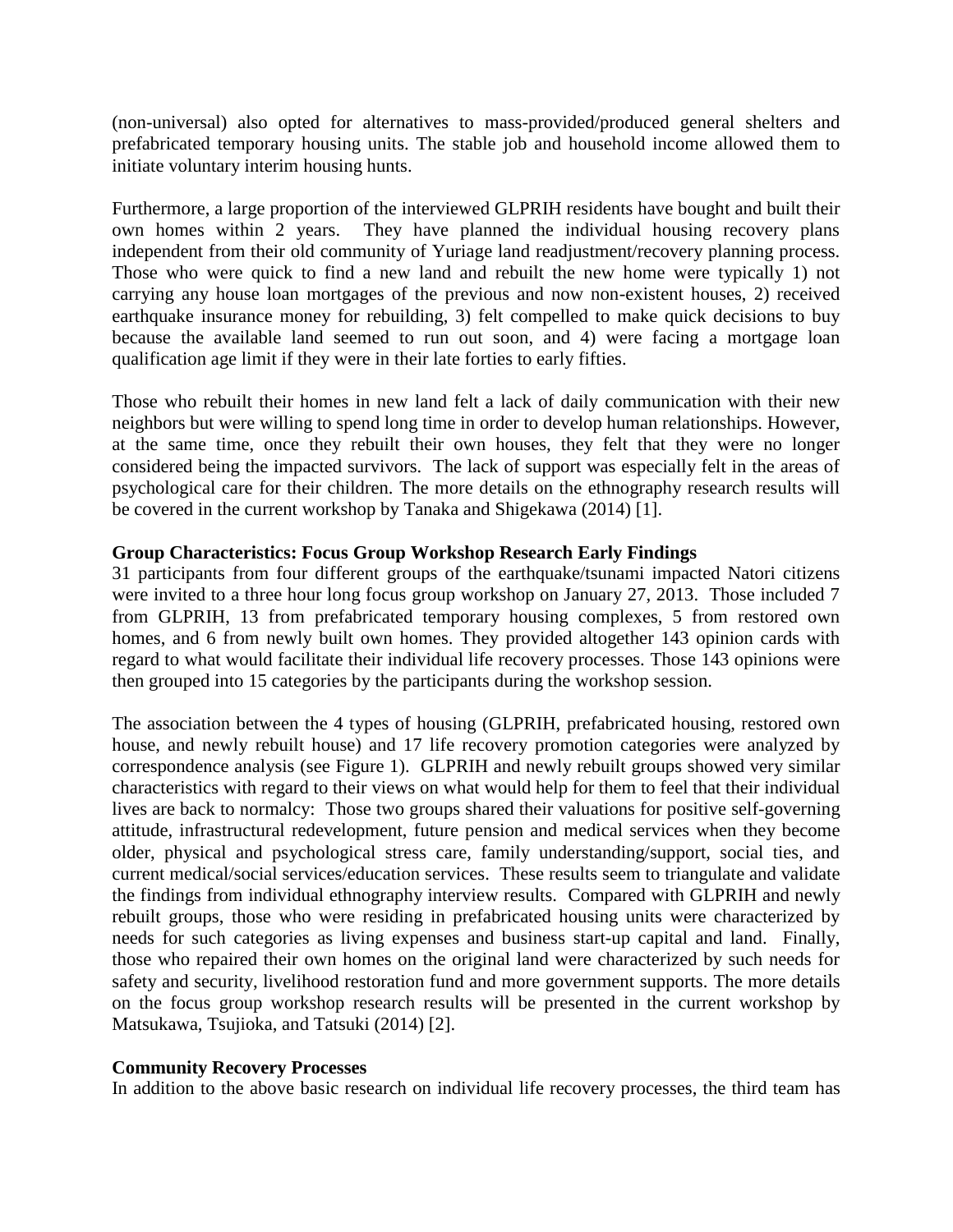(non-universal) also opted for alternatives to mass-provided/produced general shelters and prefabricated temporary housing units. The stable job and household income allowed them to initiate voluntary interim housing hunts.

Furthermore, a large proportion of the interviewed GLPRIH residents have bought and built their own homes within 2 years. They have planned the individual housing recovery plans independent from their old community of Yuriage land readjustment/recovery planning process. Those who were quick to find a new land and rebuilt the new home were typically 1) not carrying any house loan mortgages of the previous and now non-existent houses, 2) received earthquake insurance money for rebuilding, 3) felt compelled to make quick decisions to buy because the available land seemed to run out soon, and 4) were facing a mortgage loan qualification age limit if they were in their late forties to early fifties.

Those who rebuilt their homes in new land felt a lack of daily communication with their new neighbors but were willing to spend long time in order to develop human relationships. However, at the same time, once they rebuilt their own houses, they felt that they were no longer considered being the impacted survivors. The lack of support was especially felt in the areas of psychological care for their children. The more details on the ethnography research results will be covered in the current workshop by Tanaka and Shigekawa (2014) [1].

**Group Characteristics: Focus Group Workshop Research Early Findings**

31 participants from four different groups of the earthquake/tsunami impacted Natori citizens were invited to a three hour long focus group workshop on January 27, 2013. Those included 7 from GLPRIH, 13 from prefabricated temporary housing complexes, 5 from restored own homes, and 6 from newly built own homes. They provided altogether 143 opinion cards with regard to what would facilitate their individual life recovery processes. Those 143 opinions were then grouped into 15 categories by the participants during the workshop session.

The association between the 4 types of housing (GLPRIH, prefabricated housing, restored own house, and newly rebuilt house) and 17 life recovery promotion categories were analyzed by correspondence analysis (see Figure 1). GLPRIH and newly rebuilt groups showed very similar characteristics with regard to their views on what would help for them to feel that their individual lives are back to normalcy: Those two groups shared their valuations for positive self-governing attitude, infrastructural redevelopment, future pension and medical services when they become older, physical and psychological stress care, family understanding/support, social ties, and current medical/social services/education services. These results seem to triangulate and validate the findings from individual ethnography interview results. Compared with GLPRIH and newly rebuilt groups, those who were residing in prefabricated housing units were characterized by needs for such categories as living expenses and business start-up capital and land. Finally, those who repaired their own homes on the original land were characterized by such needs for safety and security, livelihood restoration fund and more government supports. The more details on the focus group workshop research results will be presented in the current workshop by Matsukawa, Tsujioka, and Tatsuki (2014) [2].

**Community Recovery Processes**

In addition to the above basic research on individual life recovery processes, the third team has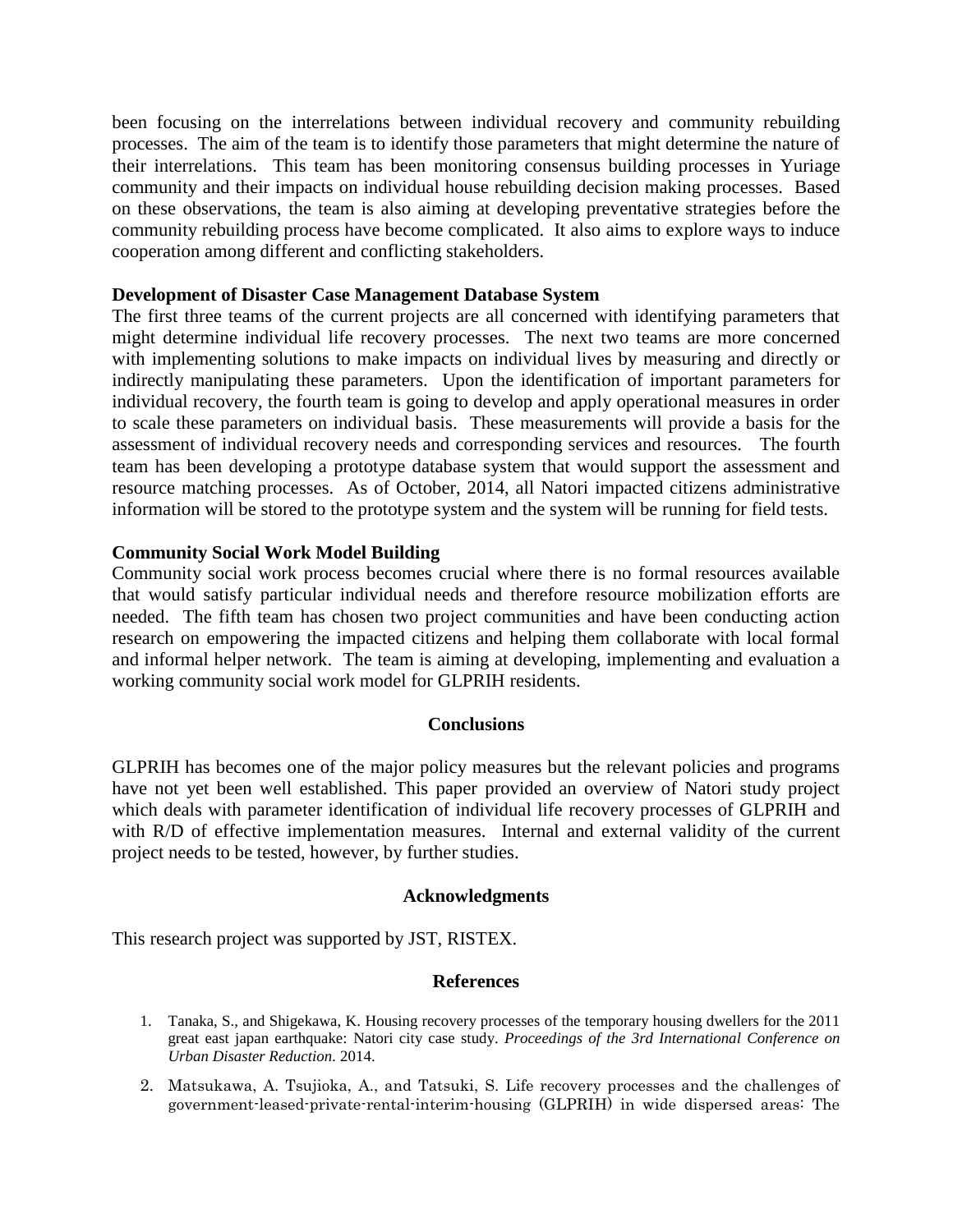been focusing on the interrelations between individual recovery and community rebuilding processes. The aim of the team is to identify those parameters that might determine the nature of their interrelations. This team has been monitoring consensus building processes in Yuriage community and their impacts on individual house rebuilding decision making processes. Based on these observations, the team is also aiming at developing preventative strategies before the community rebuilding process have become complicated. It also aims to explore ways to induce cooperation among different and conflicting stakeholders.

**Development of Disaster Case Management Database System**

The first three teams of the current projects are all concerned with identifying parameters that might determine individual life recovery processes. The next two teams are more concerned with implementing solutions to make impacts on individual lives by measuring and directly or indirectly manipulating these parameters. Upon the identification of important parameters for individual recovery, the fourth team is going to develop and apply operational measures in order to scale these parameters on individual basis. These measurements will provide a basis for the assessment of individual recovery needs and corresponding services and resources. The fourth team has been developing a prototype database system that would support the assessment and resource matching processes. As of October, 2014, all Natori impacted citizens administrative information will be stored to the prototype system and the system will be running for field tests.

**Community Social Work Model Building**

Community social work process becomes crucial where there is no formal resources available that would satisfy particular individual needs and therefore resource mobilization efforts are needed. The fifth team has chosen two project communities and have been conducting action research on empowering the impacted citizens and helping them collaborate with local formal and informal helper network. The team is aiming at developing, implementing and evaluation a working community social work model for GLPRIH residents.

## Conclusions

GLPRIH has becomes one of the major policy measures but the relevant policies and programs have not yet been well established. This paper provided an overview of Natori study project which deals with parameter identification of individual life recovery processes of GLPRIH and with R/D of effective implementation measures. Internal and external validity of the current project needs to be tested, however, by further studies.

## Acknowledgments

This research project was supported by JST, RISTEX.

## References

1. Tanaka, S., and Shigekawa, K. Housing recovery processes of the temporary housing dwellers for the 2011 great east japan earthquake: Natori city case study. *Proceedings of the 3rd International Conference on Urban Disaster Reduction*. 2014.
2. Matsukawa, A. Tsujioka, A., and Tatsuki, S. Life recovery processes and the challenges of government-leased-private-rental-interim-housing (GLPRIH) in wide dispersed areas: The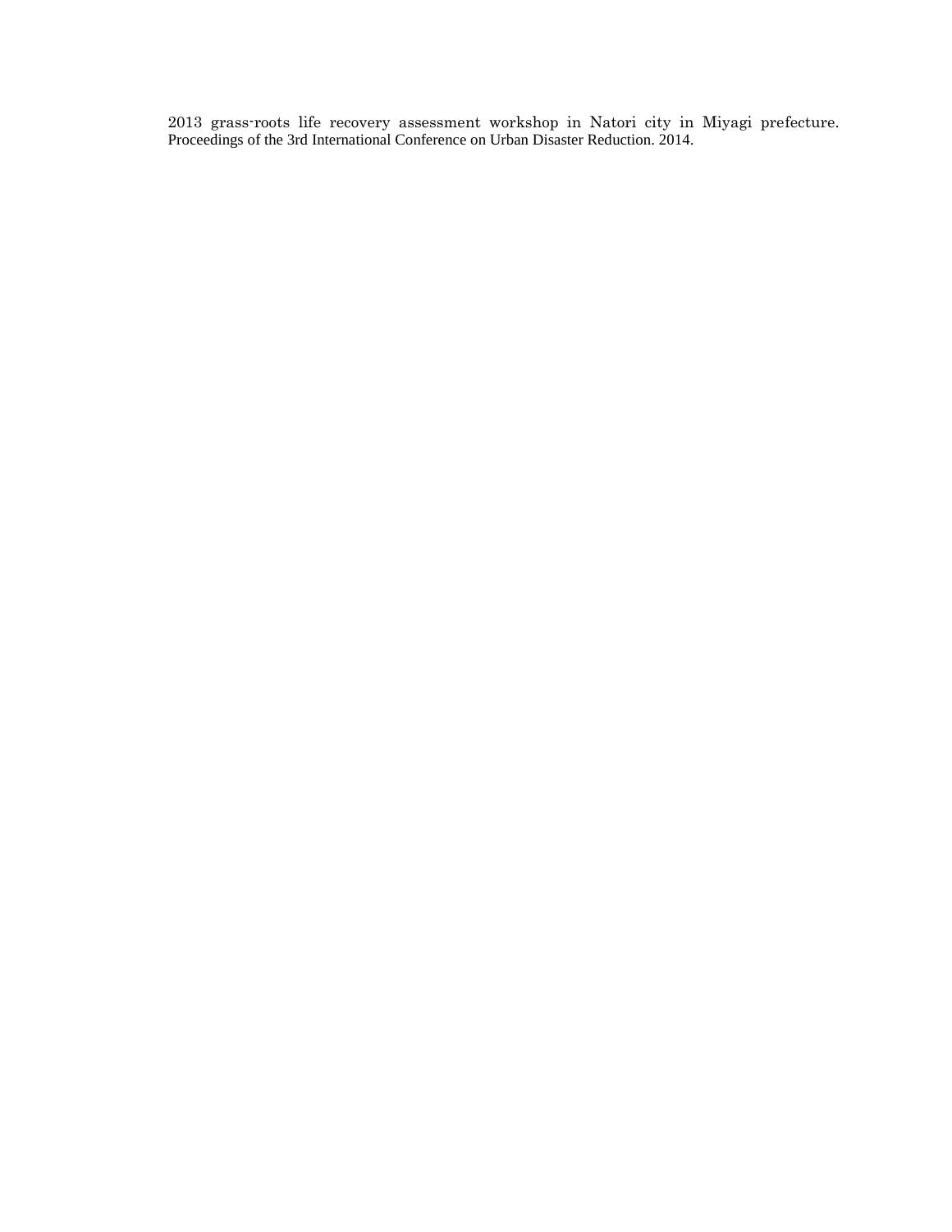2013 grass-roots life recovery assessment workshop in Natori city in Miyagi prefecture. Proceedings of the 3rd International Conference on Urban Disaster Reduction. 2014.